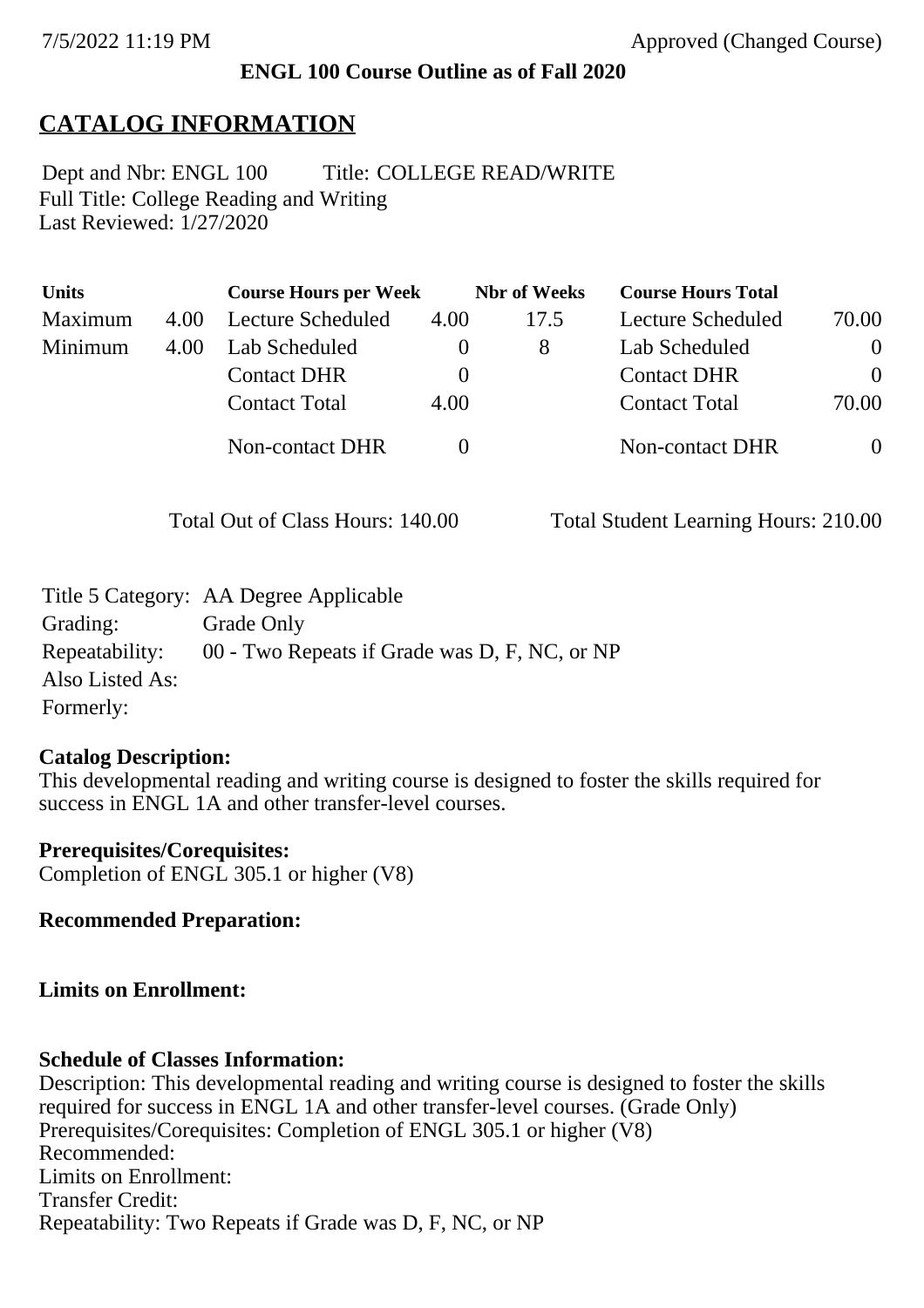7/5/2022 11:19 PM Approved (Changed Course)

**ENGL 100 Course Outline as of Fall 2020**

# CATALOG INFORMATION

Dept and Nbr: ENGL 100 Title: COLLEGE READ/WRITE
Full Title: College Reading and Writing
Last Reviewed: 1/27/2020

| Units | | Course Hours per Week | | Nbr of Weeks | Course Hours Total | |
|---|---|---|---|---|---|---|
| Maximum | 4.00 | Lecture Scheduled | 4.00 | 17.5 | Lecture Scheduled | 70.00 |
| Minimum | 4.00 | Lab Scheduled | 0 | 8 | Lab Scheduled | 0 |
| | | Contact DHR | 0 | | Contact DHR | 0 |
| | | Contact Total | 4.00 | | Contact Total | 70.00 |
| | | Non-contact DHR | 0 | | Non-contact DHR | 0 |

Total Out of Class Hours: 140.00 Total Student Learning Hours: 210.00

Title 5 Category: AA Degree Applicable
Grading: Grade Only
Repeatability: 00 - Two Repeats if Grade was D, F, NC, or NP
Also Listed As:
Formerly:

**Catalog Description:**
This developmental reading and writing course is designed to foster the skills required for success in ENGL 1A and other transfer-level courses.

**Prerequisites/Corequisites:**
Completion of ENGL 305.1 or higher (V8)

**Recommended Preparation:**

**Limits on Enrollment:**

**Schedule of Classes Information:**
Description: This developmental reading and writing course is designed to foster the skills required for success in ENGL 1A and other transfer-level courses. (Grade Only)
Prerequisites/Corequisites: Completion of ENGL 305.1 or higher (V8)
Recommended:
Limits on Enrollment:
Transfer Credit:
Repeatability: Two Repeats if Grade was D, F, NC, or NP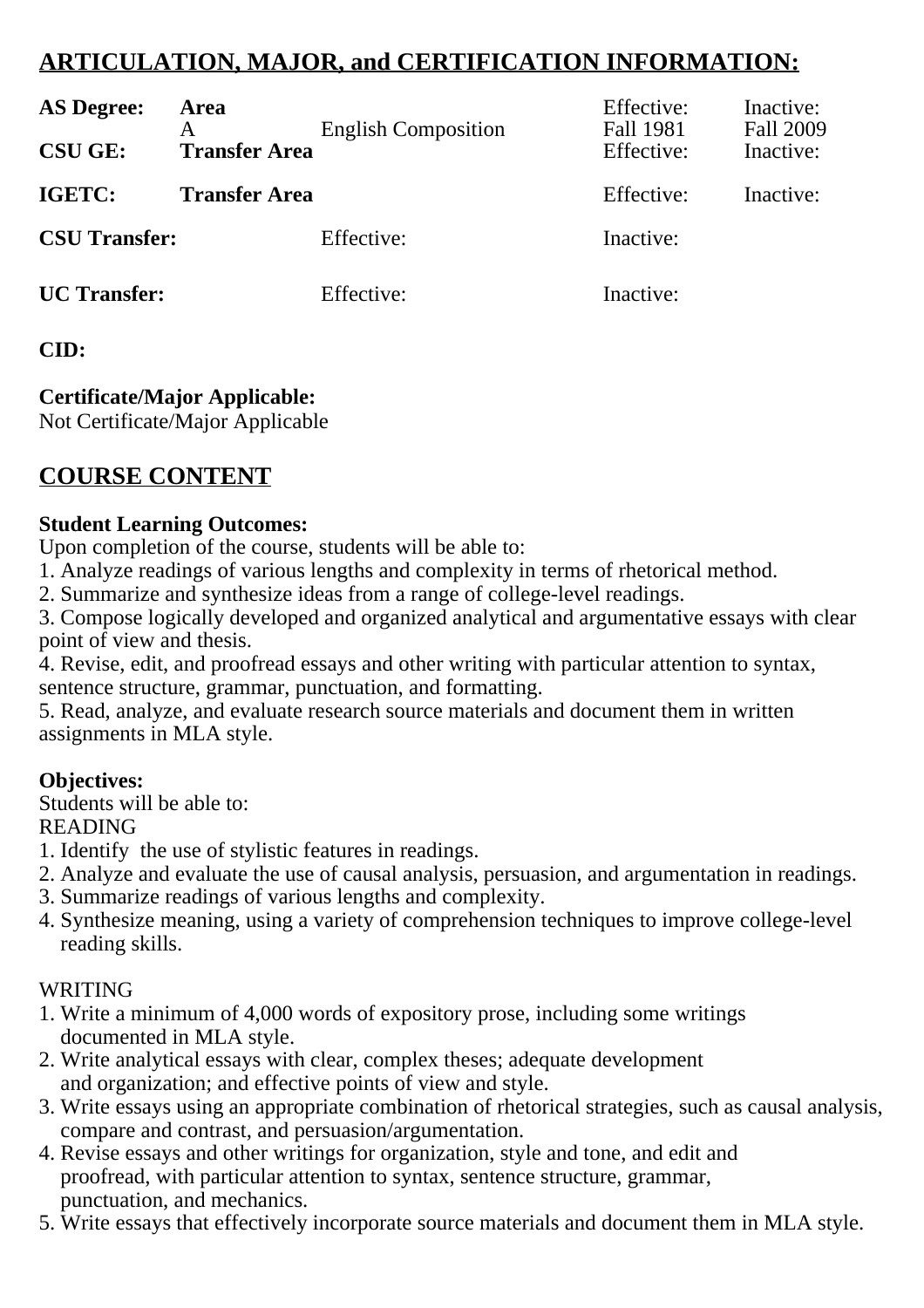## ARTICULATION, MAJOR, and CERTIFICATION INFORMATION:

| | | | | |
|---|---|---|---|---|
| **AS Degree:** | **Area** | | Effective: | Inactive: |
| | A | English Composition | Fall 1981 | Fall 2009 |
| **CSU GE:** | **Transfer Area** | | Effective: | Inactive: |
| **IGETC:** | **Transfer Area** | | Effective: | Inactive: |
| **CSU Transfer:** | | Effective: | Inactive: | |
| **UC Transfer:** | | Effective: | Inactive: | |

**CID:**

**Certificate/Major Applicable:**
Not Certificate/Major Applicable

## COURSE CONTENT

**Student Learning Outcomes:**
Upon completion of the course, students will be able to:
1. Analyze readings of various lengths and complexity in terms of rhetorical method.
2. Summarize and synthesize ideas from a range of college-level readings.
3. Compose logically developed and organized analytical and argumentative essays with clear point of view and thesis.
4. Revise, edit, and proofread essays and other writing with particular attention to syntax, sentence structure, grammar, punctuation, and formatting.
5. Read, analyze, and evaluate research source materials and document them in written assignments in MLA style.

**Objectives:**
Students will be able to:
READING
1. Identify the use of stylistic features in readings.
2. Analyze and evaluate the use of causal analysis, persuasion, and argumentation in readings.
3. Summarize readings of various lengths and complexity.
4. Synthesize meaning, using a variety of comprehension techniques to improve college-level reading skills.

WRITING
1. Write a minimum of 4,000 words of expository prose, including some writings documented in MLA style.
2. Write analytical essays with clear, complex theses; adequate development and organization; and effective points of view and style.
3. Write essays using an appropriate combination of rhetorical strategies, such as causal analysis, compare and contrast, and persuasion/argumentation.
4. Revise essays and other writings for organization, style and tone, and edit and proofread, with particular attention to syntax, sentence structure, grammar, punctuation, and mechanics.
5. Write essays that effectively incorporate source materials and document them in MLA style.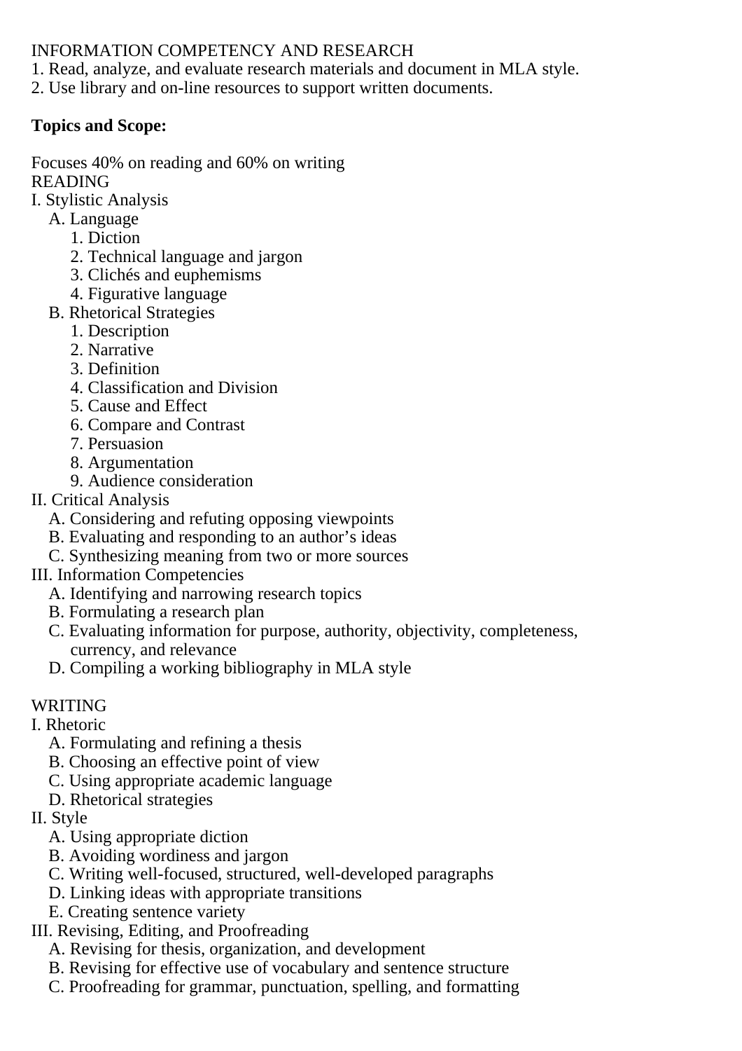INFORMATION COMPETENCY AND RESEARCH

1. Read, analyze, and evaluate research materials and document in MLA style.
2. Use library and on-line resources to support written documents.

**Topics and Scope:**

Focuses 40% on reading and 60% on writing

READING

- I. Stylistic Analysis
  - A. Language
    1. Diction
    2. Technical language and jargon
    3. Clichés and euphemisms
    4. Figurative language
  - B. Rhetorical Strategies
    1. Description
    2. Narrative
    3. Definition
    4. Classification and Division
    5. Cause and Effect
    6. Compare and Contrast
    7. Persuasion
    8. Argumentation
    9. Audience consideration
- II. Critical Analysis
  - A. Considering and refuting opposing viewpoints
  - B. Evaluating and responding to an author's ideas
  - C. Synthesizing meaning from two or more sources
- III. Information Competencies
  - A. Identifying and narrowing research topics
  - B. Formulating a research plan
  - C. Evaluating information for purpose, authority, objectivity, completeness, currency, and relevance
  - D. Compiling a working bibliography in MLA style

WRITING

- I. Rhetoric
  - A. Formulating and refining a thesis
  - B. Choosing an effective point of view
  - C. Using appropriate academic language
  - D. Rhetorical strategies
- II. Style
  - A. Using appropriate diction
  - B. Avoiding wordiness and jargon
  - C. Writing well-focused, structured, well-developed paragraphs
  - D. Linking ideas with appropriate transitions
  - E. Creating sentence variety
- III. Revising, Editing, and Proofreading
  - A. Revising for thesis, organization, and development
  - B. Revising for effective use of vocabulary and sentence structure
  - C. Proofreading for grammar, punctuation, spelling, and formatting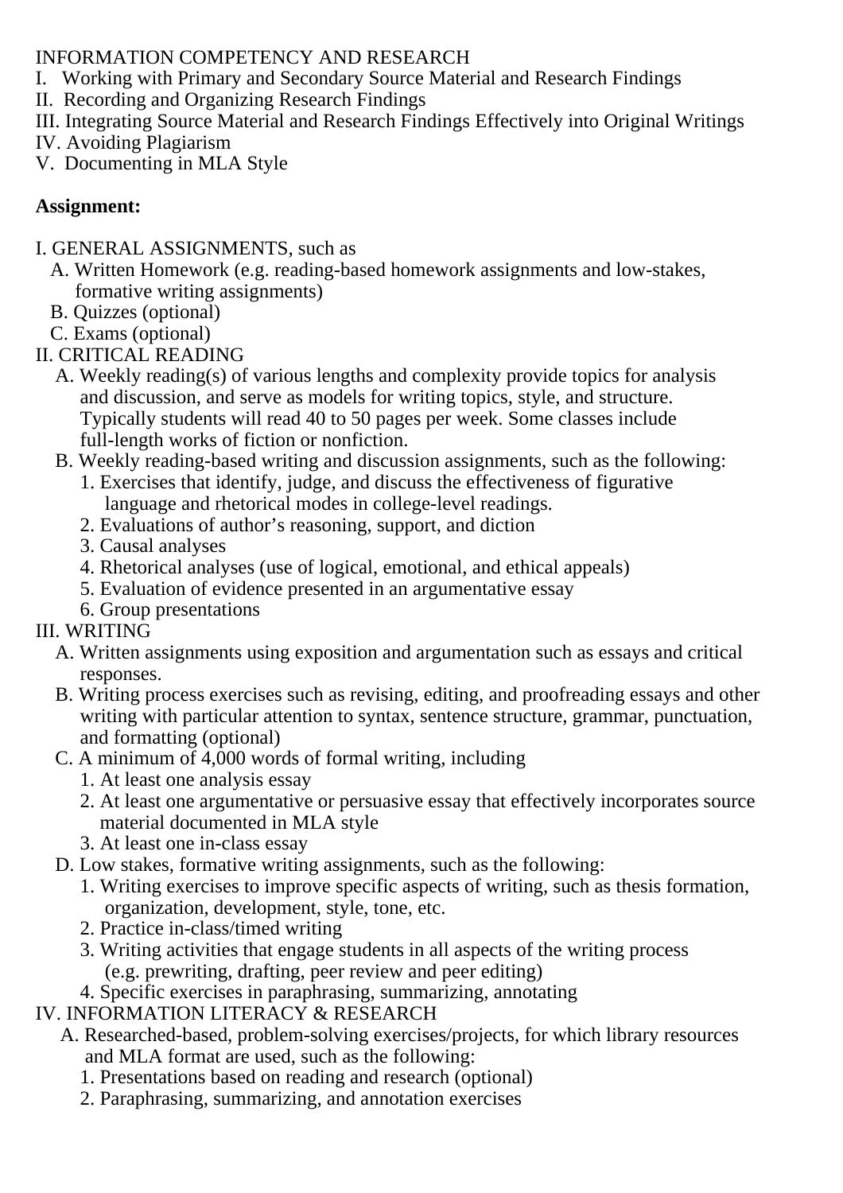INFORMATION COMPETENCY AND RESEARCH

I. Working with Primary and Secondary Source Material and Research Findings
II. Recording and Organizing Research Findings
III. Integrating Source Material and Research Findings Effectively into Original Writings
IV. Avoiding Plagiarism
V. Documenting in MLA Style

**Assignment:**

I. GENERAL ASSIGNMENTS, such as
- A. Written Homework (e.g. reading-based homework assignments and low-stakes, formative writing assignments)
- B. Quizzes (optional)
- C. Exams (optional)

II. CRITICAL READING
- A. Weekly reading(s) of various lengths and complexity provide topics for analysis and discussion, and serve as models for writing topics, style, and structure. Typically students will read 40 to 50 pages per week. Some classes include full-length works of fiction or nonfiction.
- B. Weekly reading-based writing and discussion assignments, such as the following:
  1. Exercises that identify, judge, and discuss the effectiveness of figurative language and rhetorical modes in college-level readings.
  2. Evaluations of author's reasoning, support, and diction
  3. Causal analyses
  4. Rhetorical analyses (use of logical, emotional, and ethical appeals)
  5. Evaluation of evidence presented in an argumentative essay
  6. Group presentations

III. WRITING
- A. Written assignments using exposition and argumentation such as essays and critical responses.
- B. Writing process exercises such as revising, editing, and proofreading essays and other writing with particular attention to syntax, sentence structure, grammar, punctuation, and formatting (optional)
- C. A minimum of 4,000 words of formal writing, including
  1. At least one analysis essay
  2. At least one argumentative or persuasive essay that effectively incorporates source material documented in MLA style
  3. At least one in-class essay
- D. Low stakes, formative writing assignments, such as the following:
  1. Writing exercises to improve specific aspects of writing, such as thesis formation, organization, development, style, tone, etc.
  2. Practice in-class/timed writing
  3. Writing activities that engage students in all aspects of the writing process (e.g. prewriting, drafting, peer review and peer editing)
  4. Specific exercises in paraphrasing, summarizing, annotating

IV. INFORMATION LITERACY & RESEARCH
- A. Researched-based, problem-solving exercises/projects, for which library resources and MLA format are used, such as the following:
  1. Presentations based on reading and research (optional)
  2. Paraphrasing, summarizing, and annotation exercises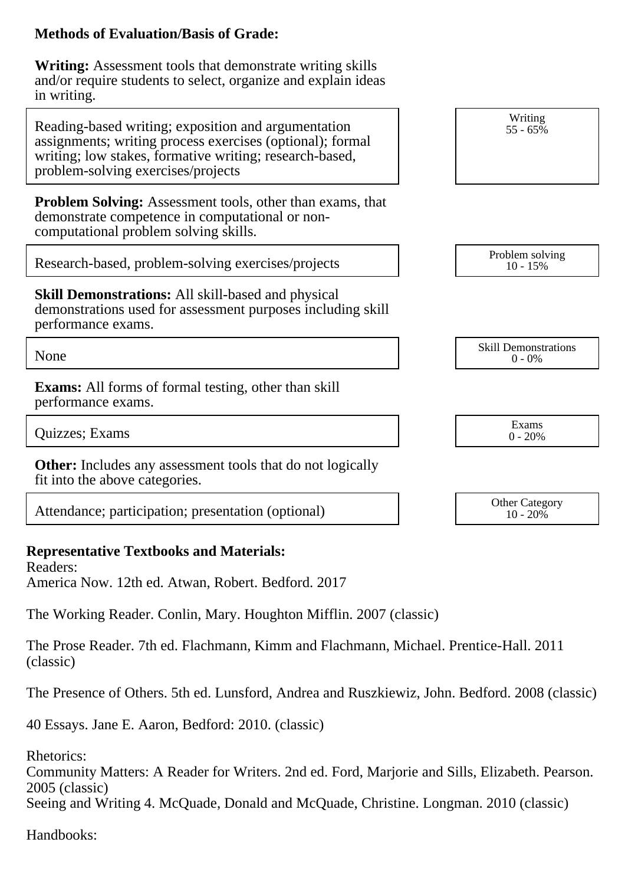**Methods of Evaluation/Basis of Grade:**

**Writing:** Assessment tools that demonstrate writing skills and/or require students to select, organize and explain ideas in writing.

| Description | Category |
| --- | --- |
| Reading-based writing; exposition and argumentation assignments; writing process exercises (optional); formal writing; low stakes, formative writing; research-based, problem-solving exercises/projects | Writing 55 - 65% |

**Problem Solving:** Assessment tools, other than exams, that demonstrate competence in computational or non-computational problem solving skills.

| Description | Category |
| --- | --- |
| Research-based, problem-solving exercises/projects | Problem solving 10 - 15% |

**Skill Demonstrations:** All skill-based and physical demonstrations used for assessment purposes including skill performance exams.

| Description | Category |
| --- | --- |
| None | Skill Demonstrations 0 - 0% |

**Exams:** All forms of formal testing, other than skill performance exams.

| Description | Category |
| --- | --- |
| Quizzes; Exams | Exams 0 - 20% |

**Other:** Includes any assessment tools that do not logically fit into the above categories.

| Description | Category |
| --- | --- |
| Attendance; participation; presentation (optional) | Other Category 10 - 20% |

**Representative Textbooks and Materials:**

Readers:
America Now. 12th ed. Atwan, Robert. Bedford. 2017

The Working Reader. Conlin, Mary. Houghton Mifflin. 2007 (classic)

The Prose Reader. 7th ed. Flachmann, Kimm and Flachmann, Michael. Prentice-Hall. 2011 (classic)

The Presence of Others. 5th ed. Lunsford, Andrea and Ruszkiewiz, John. Bedford. 2008 (classic)

40 Essays. Jane E. Aaron, Bedford: 2010. (classic)

Rhetorics:
Community Matters: A Reader for Writers. 2nd ed. Ford, Marjorie and Sills, Elizabeth. Pearson. 2005 (classic)
Seeing and Writing 4. McQuade, Donald and McQuade, Christine. Longman. 2010 (classic)

Handbooks: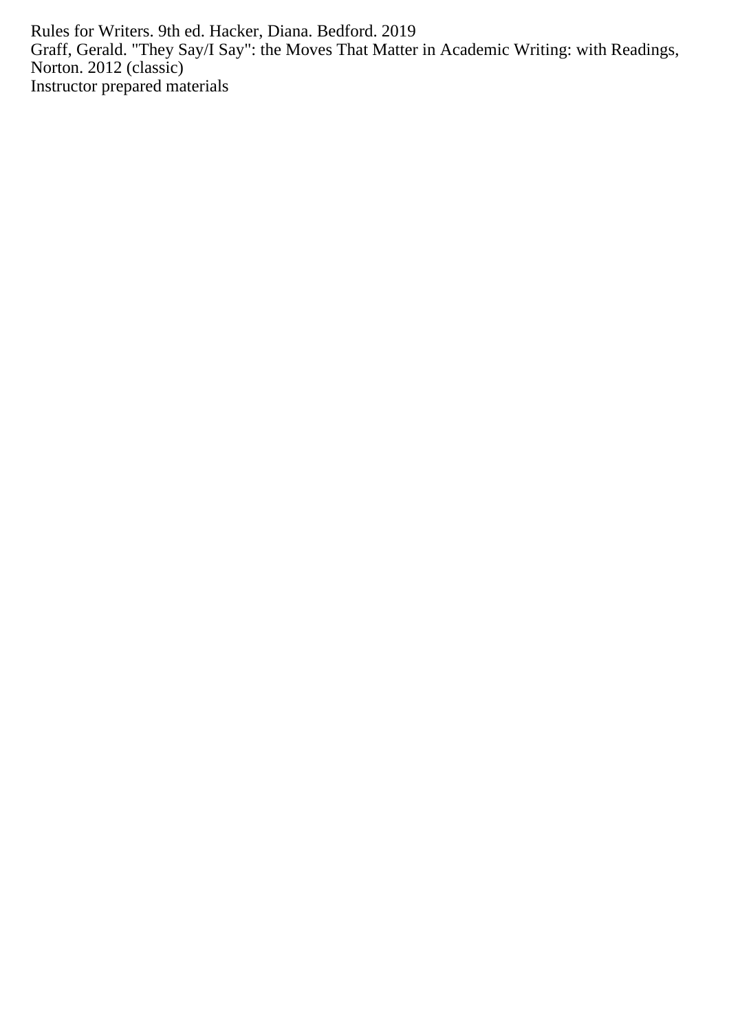Rules for Writers. 9th ed. Hacker, Diana. Bedford. 2019
Graff, Gerald. "They Say/I Say": the Moves That Matter in Academic Writing: with Readings, Norton. 2012 (classic)
Instructor prepared materials